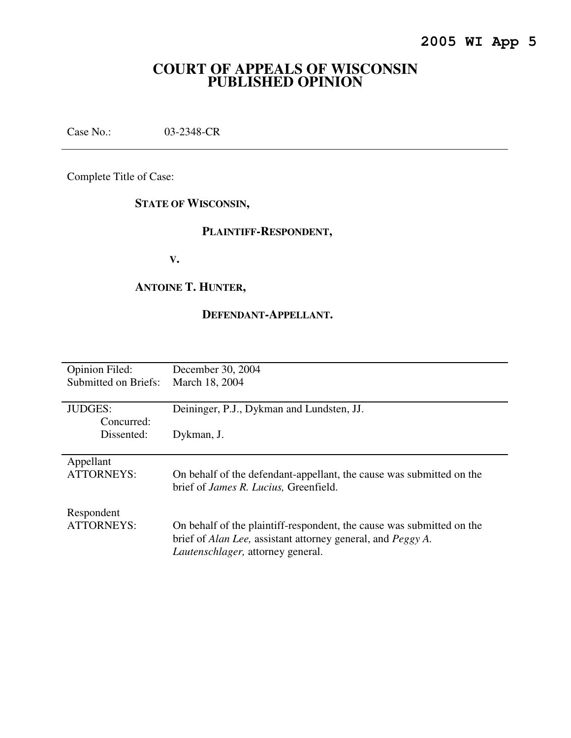**2005 WI App 5**

# COURT OF APPEALS OF WISCONSIN PUBLISHED OPINION

Case No.: 03-2348-CR

---

Complete Title of Case:

**STATE OF WISCONSIN,**

**PLAINTIFF-RESPONDENT,**

**V.**

**ANTOINE T. HUNTER,**

**DEFENDANT-APPELLANT.**

---

| | |
|---|---|
| Opinion Filed: | December 30, 2004 |
| Submitted on Briefs: | March 18, 2004 |
| JUDGES: | Deininger, P.J., Dykman and Lundsten, JJ. |
| Concurred: | |
| Dissented: | Dykman, J. |
| Appellant ATTORNEYS: | On behalf of the defendant-appellant, the cause was submitted on the brief of *James R. Lucius,* Greenfield. |
| Respondent ATTORNEYS: | On behalf of the plaintiff-respondent, the cause was submitted on the brief of *Alan Lee,* assistant attorney general, and *Peggy A. Lautenschlager,* attorney general. |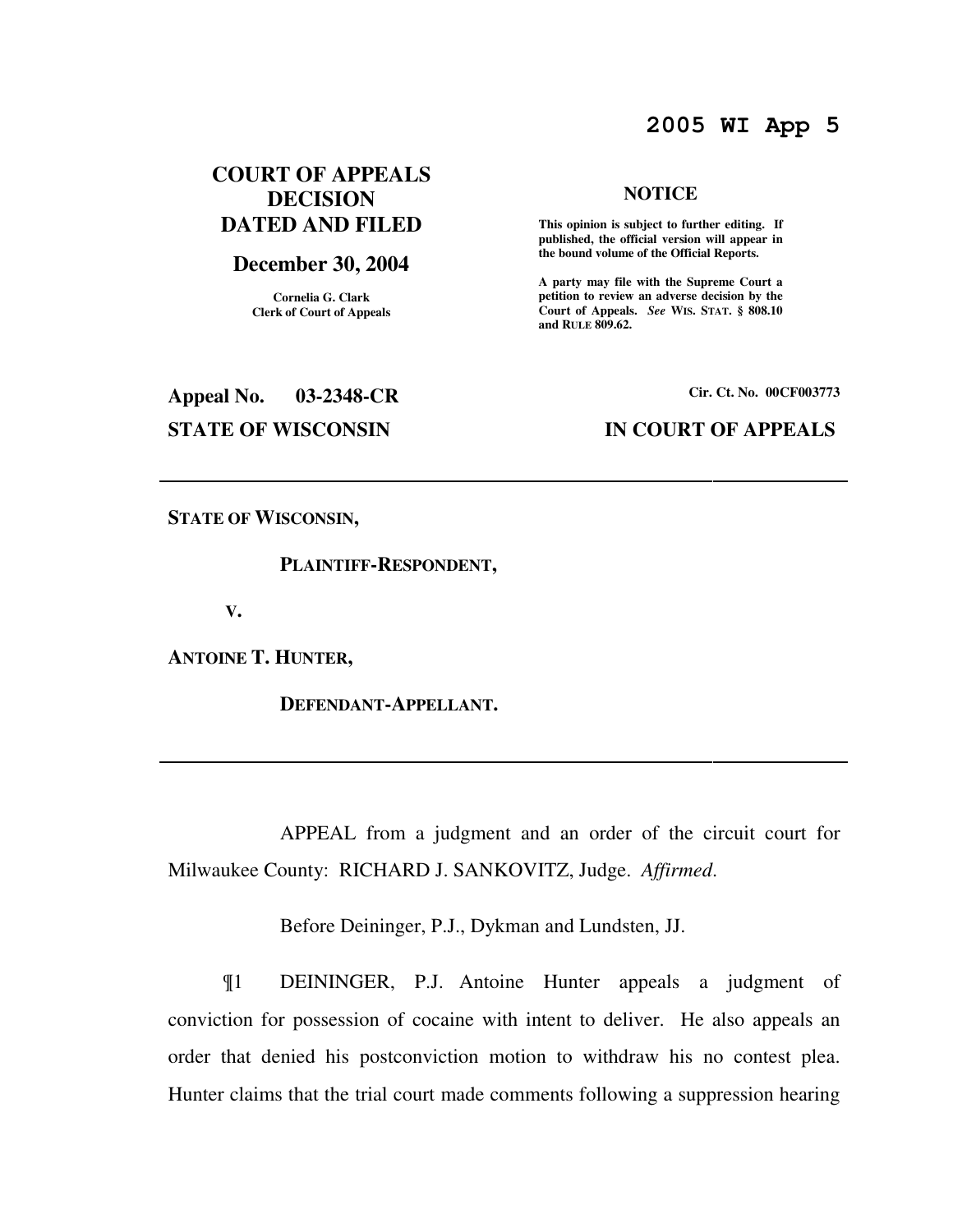**2005 WI App 5**

**COURT OF APPEALS DECISION DATED AND FILED**

**December 30, 2004**

**Cornelia G. Clark**
**Clerk of Court of Appeals**

**NOTICE**

**This opinion is subject to further editing. If published, the official version will appear in the bound volume of the Official Reports.**

**A party may file with the Supreme Court a petition to review an adverse decision by the Court of Appeals.** ***See*** **WIS. STAT. § 808.10 and RULE 809.62.**

**Appeal No. 03-2348-CR**

**Cir. Ct. No. 00CF003773**

**STATE OF WISCONSIN**

**IN COURT OF APPEALS**

---

**STATE OF WISCONSIN,**

**PLAINTIFF-RESPONDENT,**

**V.**

**ANTOINE T. HUNTER,**

**DEFENDANT-APPELLANT.**

---

APPEAL from a judgment and an order of the circuit court for Milwaukee County: RICHARD J. SANKOVITZ, Judge. *Affirmed*.

Before Deininger, P.J., Dykman and Lundsten, JJ.

¶1 DEININGER, P.J. Antoine Hunter appeals a judgment of conviction for possession of cocaine with intent to deliver. He also appeals an order that denied his postconviction motion to withdraw his no contest plea. Hunter claims that the trial court made comments following a suppression hearing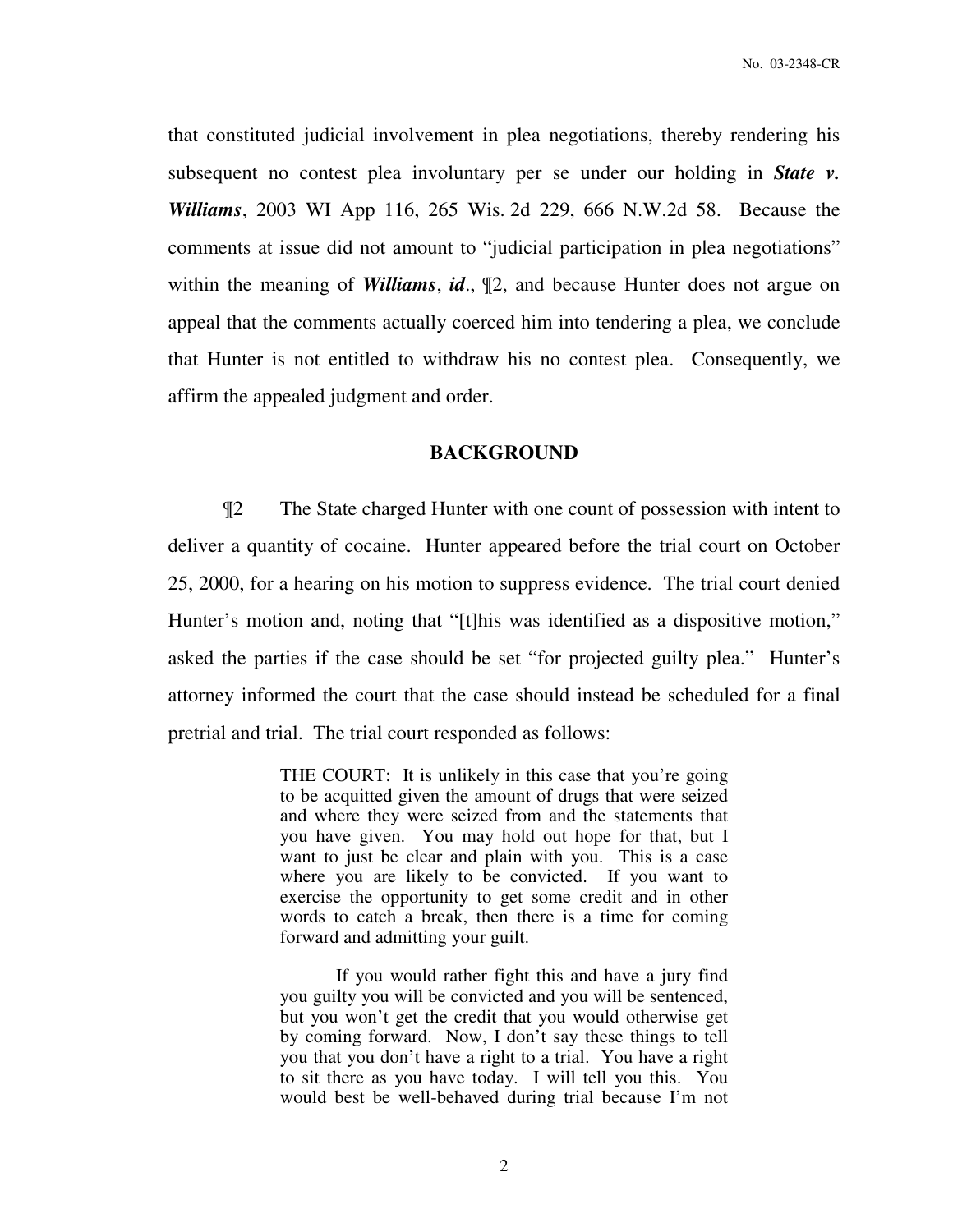that constituted judicial involvement in plea negotiations, thereby rendering his subsequent no contest plea involuntary per se under our holding in ***State v. Williams***, 2003 WI App 116, 265 Wis. 2d 229, 666 N.W.2d 58. Because the comments at issue did not amount to "judicial participation in plea negotiations" within the meaning of ***Williams***, ***id***., ¶2, and because Hunter does not argue on appeal that the comments actually coerced him into tendering a plea, we conclude that Hunter is not entitled to withdraw his no contest plea. Consequently, we affirm the appealed judgment and order.

## BACKGROUND

¶2 The State charged Hunter with one count of possession with intent to deliver a quantity of cocaine. Hunter appeared before the trial court on October 25, 2000, for a hearing on his motion to suppress evidence. The trial court denied Hunter's motion and, noting that "[t]his was identified as a dispositive motion," asked the parties if the case should be set "for projected guilty plea." Hunter's attorney informed the court that the case should instead be scheduled for a final pretrial and trial. The trial court responded as follows:

> THE COURT: It is unlikely in this case that you're going to be acquitted given the amount of drugs that were seized and where they were seized from and the statements that you have given. You may hold out hope for that, but I want to just be clear and plain with you. This is a case where you are likely to be convicted. If you want to exercise the opportunity to get some credit and in other words to catch a break, then there is a time for coming forward and admitting your guilt.
>
> If you would rather fight this and have a jury find you guilty you will be convicted and you will be sentenced, but you won't get the credit that you would otherwise get by coming forward. Now, I don't say these things to tell you that you don't have a right to a trial. You have a right to sit there as you have today. I will tell you this. You would best be well-behaved during trial because I'm not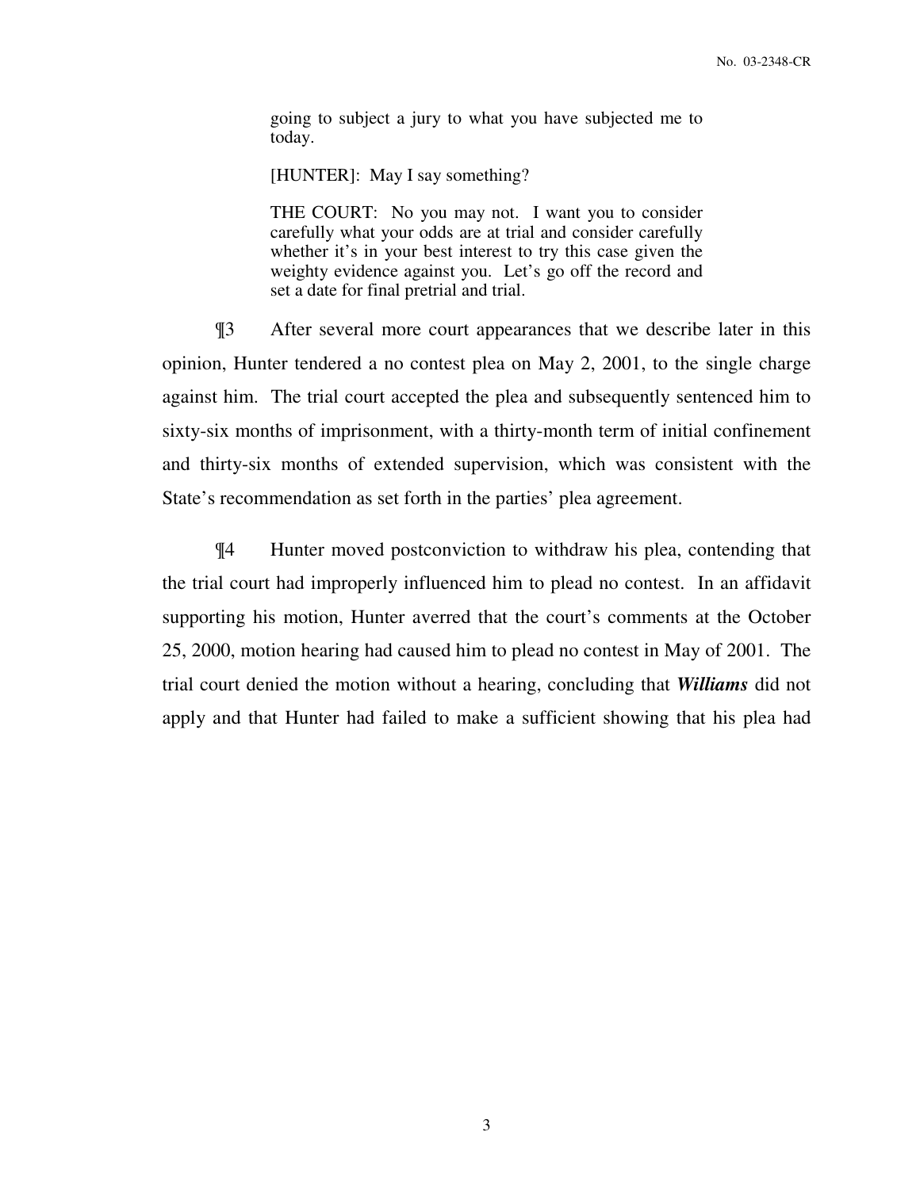> going to subject a jury to what you have subjected me to today.
>
> [HUNTER]: May I say something?
>
> THE COURT: No you may not. I want you to consider carefully what your odds are at trial and consider carefully whether it's in your best interest to try this case given the weighty evidence against you. Let's go off the record and set a date for final pretrial and trial.

¶3 After several more court appearances that we describe later in this opinion, Hunter tendered a no contest plea on May 2, 2001, to the single charge against him. The trial court accepted the plea and subsequently sentenced him to sixty-six months of imprisonment, with a thirty-month term of initial confinement and thirty-six months of extended supervision, which was consistent with the State's recommendation as set forth in the parties' plea agreement.

¶4 Hunter moved postconviction to withdraw his plea, contending that the trial court had improperly influenced him to plead no contest. In an affidavit supporting his motion, Hunter averred that the court's comments at the October 25, 2000, motion hearing had caused him to plead no contest in May of 2001. The trial court denied the motion without a hearing, concluding that ***Williams*** did not apply and that Hunter had failed to make a sufficient showing that his plea had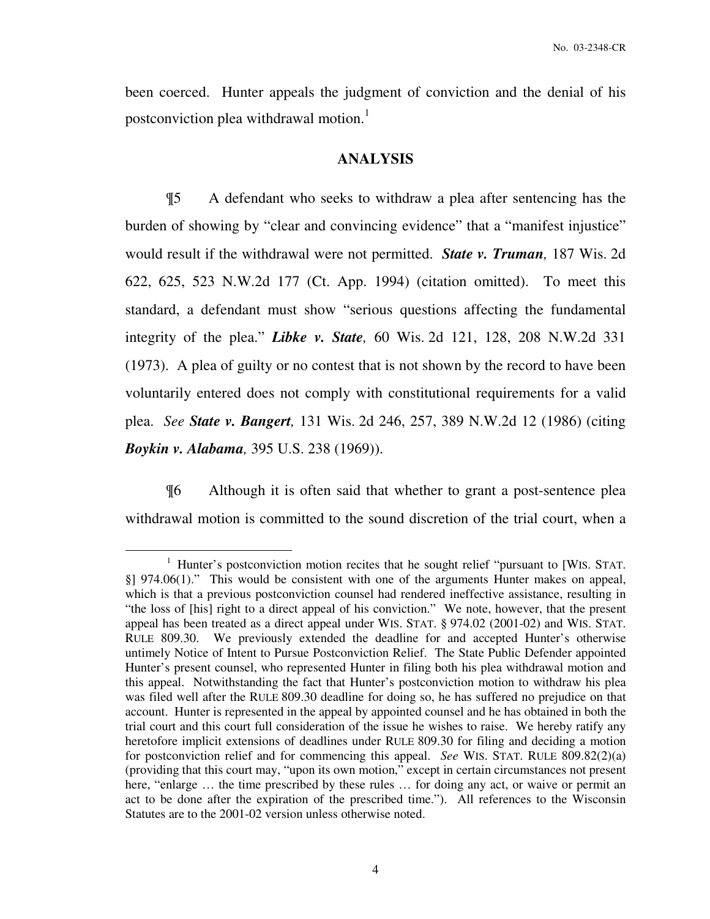been coerced. Hunter appeals the judgment of conviction and the denial of his postconviction plea withdrawal motion.[1]

## ANALYSIS

¶5 A defendant who seeks to withdraw a plea after sentencing has the burden of showing by "clear and convincing evidence" that a "manifest injustice" would result if the withdrawal were not permitted. ***State v. Truman,*** 187 Wis. 2d 622, 625, 523 N.W.2d 177 (Ct. App. 1994) (citation omitted). To meet this standard, a defendant must show "serious questions affecting the fundamental integrity of the plea." ***Libke v. State,*** 60 Wis. 2d 121, 128, 208 N.W.2d 331 (1973). A plea of guilty or no contest that is not shown by the record to have been voluntarily entered does not comply with constitutional requirements for a valid plea. *See* ***State v. Bangert,*** 131 Wis. 2d 246, 257, 389 N.W.2d 12 (1986) (citing ***Boykin v. Alabama,*** 395 U.S. 238 (1969)).

¶6 Although it is often said that whether to grant a post-sentence plea withdrawal motion is committed to the sound discretion of the trial court, when a

---

[1] Hunter's postconviction motion recites that he sought relief "pursuant to [WIS. STAT. §] 974.06(1)." This would be consistent with one of the arguments Hunter makes on appeal, which is that a previous postconviction counsel had rendered ineffective assistance, resulting in "the loss of [his] right to a direct appeal of his conviction." We note, however, that the present appeal has been treated as a direct appeal under WIS. STAT. § 974.02 (2001-02) and WIS. STAT. RULE 809.30. We previously extended the deadline for and accepted Hunter's otherwise untimely Notice of Intent to Pursue Postconviction Relief. The State Public Defender appointed Hunter's present counsel, who represented Hunter in filing both his plea withdrawal motion and this appeal. Notwithstanding the fact that Hunter's postconviction motion to withdraw his plea was filed well after the RULE 809.30 deadline for doing so, he has suffered no prejudice on that account. Hunter is represented in the appeal by appointed counsel and he has obtained in both the trial court and this court full consideration of the issue he wishes to raise. We hereby ratify any heretofore implicit extensions of deadlines under RULE 809.30 for filing and deciding a motion for postconviction relief and for commencing this appeal. *See* WIS. STAT. RULE 809.82(2)(a) (providing that this court may, "upon its own motion," except in certain circumstances not present here, "enlarge … the time prescribed by these rules … for doing any act, or waive or permit an act to be done after the expiration of the prescribed time."). All references to the Wisconsin Statutes are to the 2001-02 version unless otherwise noted.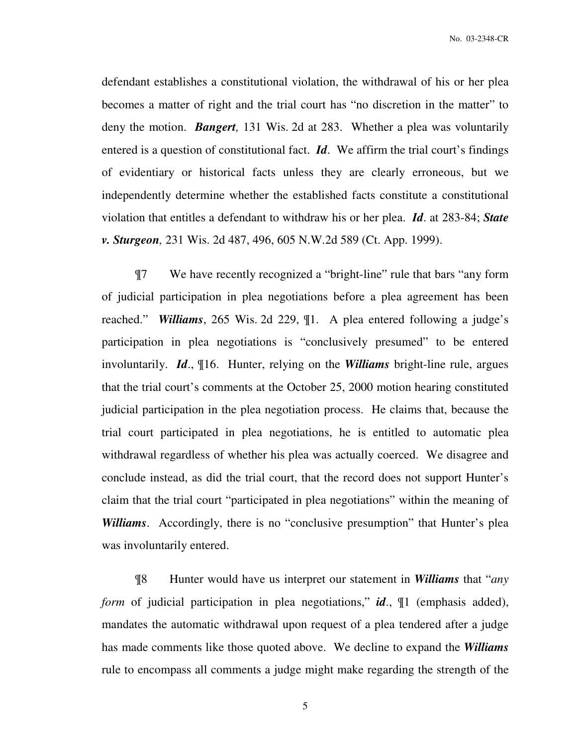defendant establishes a constitutional violation, the withdrawal of his or her plea becomes a matter of right and the trial court has "no discretion in the matter" to deny the motion. ***Bangert,*** 131 Wis. 2d at 283. Whether a plea was voluntarily entered is a question of constitutional fact. ***Id***. We affirm the trial court's findings of evidentiary or historical facts unless they are clearly erroneous, but we independently determine whether the established facts constitute a constitutional violation that entitles a defendant to withdraw his or her plea. ***Id***. at 283-84; ***State v. Sturgeon,*** 231 Wis. 2d 487, 496, 605 N.W.2d 589 (Ct. App. 1999).

¶7 We have recently recognized a "bright-line" rule that bars "any form of judicial participation in plea negotiations before a plea agreement has been reached." ***Williams***, 265 Wis. 2d 229, ¶1. A plea entered following a judge's participation in plea negotiations is "conclusively presumed" to be entered involuntarily. ***Id***., ¶16. Hunter, relying on the ***Williams*** bright-line rule, argues that the trial court's comments at the October 25, 2000 motion hearing constituted judicial participation in the plea negotiation process. He claims that, because the trial court participated in plea negotiations, he is entitled to automatic plea withdrawal regardless of whether his plea was actually coerced. We disagree and conclude instead, as did the trial court, that the record does not support Hunter's claim that the trial court "participated in plea negotiations" within the meaning of ***Williams***. Accordingly, there is no "conclusive presumption" that Hunter's plea was involuntarily entered.

¶8 Hunter would have us interpret our statement in ***Williams*** that "*any form* of judicial participation in plea negotiations," ***id***., ¶1 (emphasis added), mandates the automatic withdrawal upon request of a plea tendered after a judge has made comments like those quoted above. We decline to expand the ***Williams*** rule to encompass all comments a judge might make regarding the strength of the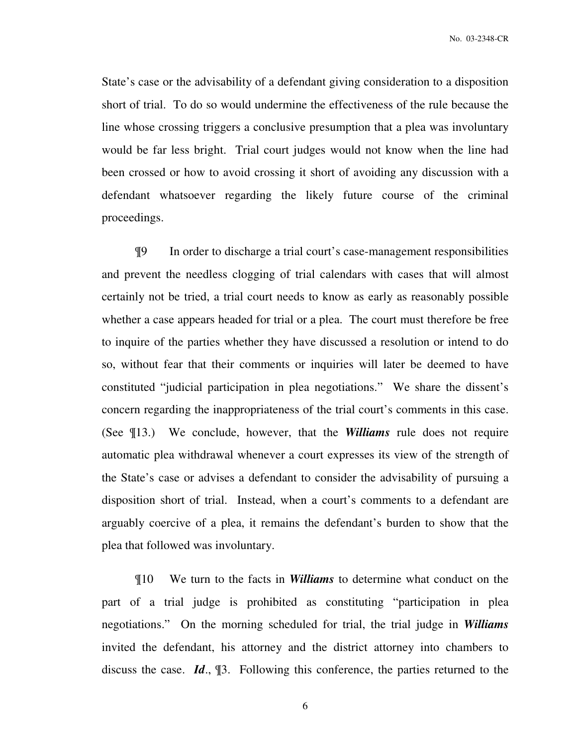State's case or the advisability of a defendant giving consideration to a disposition short of trial. To do so would undermine the effectiveness of the rule because the line whose crossing triggers a conclusive presumption that a plea was involuntary would be far less bright. Trial court judges would not know when the line had been crossed or how to avoid crossing it short of avoiding any discussion with a defendant whatsoever regarding the likely future course of the criminal proceedings.

¶9 In order to discharge a trial court's case-management responsibilities and prevent the needless clogging of trial calendars with cases that will almost certainly not be tried, a trial court needs to know as early as reasonably possible whether a case appears headed for trial or a plea. The court must therefore be free to inquire of the parties whether they have discussed a resolution or intend to do so, without fear that their comments or inquiries will later be deemed to have constituted "judicial participation in plea negotiations." We share the dissent's concern regarding the inappropriateness of the trial court's comments in this case. (See ¶13.) We conclude, however, that the ***Williams*** rule does not require automatic plea withdrawal whenever a court expresses its view of the strength of the State's case or advises a defendant to consider the advisability of pursuing a disposition short of trial. Instead, when a court's comments to a defendant are arguably coercive of a plea, it remains the defendant's burden to show that the plea that followed was involuntary.

¶10 We turn to the facts in ***Williams*** to determine what conduct on the part of a trial judge is prohibited as constituting "participation in plea negotiations." On the morning scheduled for trial, the trial judge in ***Williams*** invited the defendant, his attorney and the district attorney into chambers to discuss the case. ***Id***., ¶3. Following this conference, the parties returned to the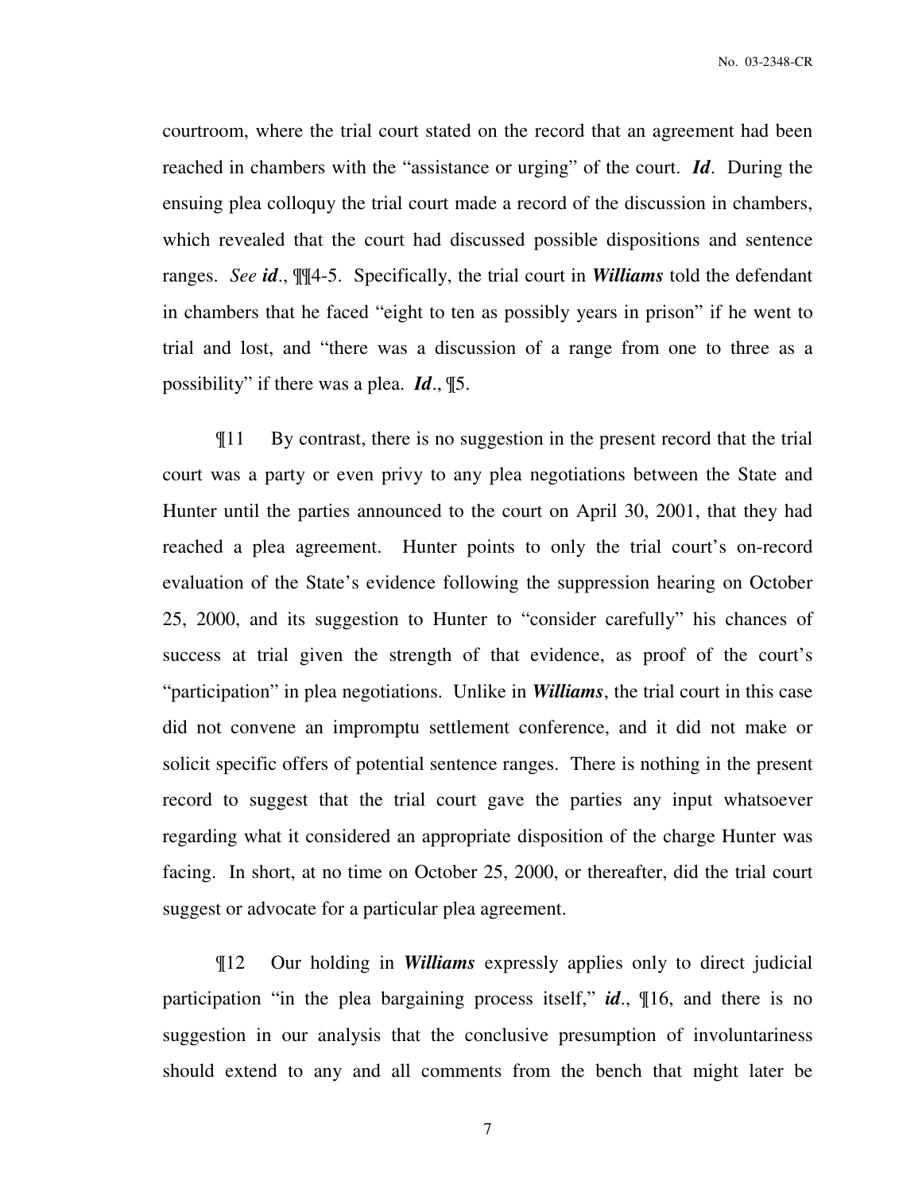courtroom, where the trial court stated on the record that an agreement had been reached in chambers with the "assistance or urging" of the court. ***Id***. During the ensuing plea colloquy the trial court made a record of the discussion in chambers, which revealed that the court had discussed possible dispositions and sentence ranges. *See* ***id***., ¶¶4-5. Specifically, the trial court in ***Williams*** told the defendant in chambers that he faced "eight to ten as possibly years in prison" if he went to trial and lost, and "there was a discussion of a range from one to three as a possibility" if there was a plea. ***Id***., ¶5.

¶11 By contrast, there is no suggestion in the present record that the trial court was a party or even privy to any plea negotiations between the State and Hunter until the parties announced to the court on April 30, 2001, that they had reached a plea agreement. Hunter points to only the trial court's on-record evaluation of the State's evidence following the suppression hearing on October 25, 2000, and its suggestion to Hunter to "consider carefully" his chances of success at trial given the strength of that evidence, as proof of the court's "participation" in plea negotiations. Unlike in ***Williams***, the trial court in this case did not convene an impromptu settlement conference, and it did not make or solicit specific offers of potential sentence ranges. There is nothing in the present record to suggest that the trial court gave the parties any input whatsoever regarding what it considered an appropriate disposition of the charge Hunter was facing. In short, at no time on October 25, 2000, or thereafter, did the trial court suggest or advocate for a particular plea agreement.

¶12 Our holding in ***Williams*** expressly applies only to direct judicial participation "in the plea bargaining process itself," ***id***., ¶16, and there is no suggestion in our analysis that the conclusive presumption of involuntariness should extend to any and all comments from the bench that might later be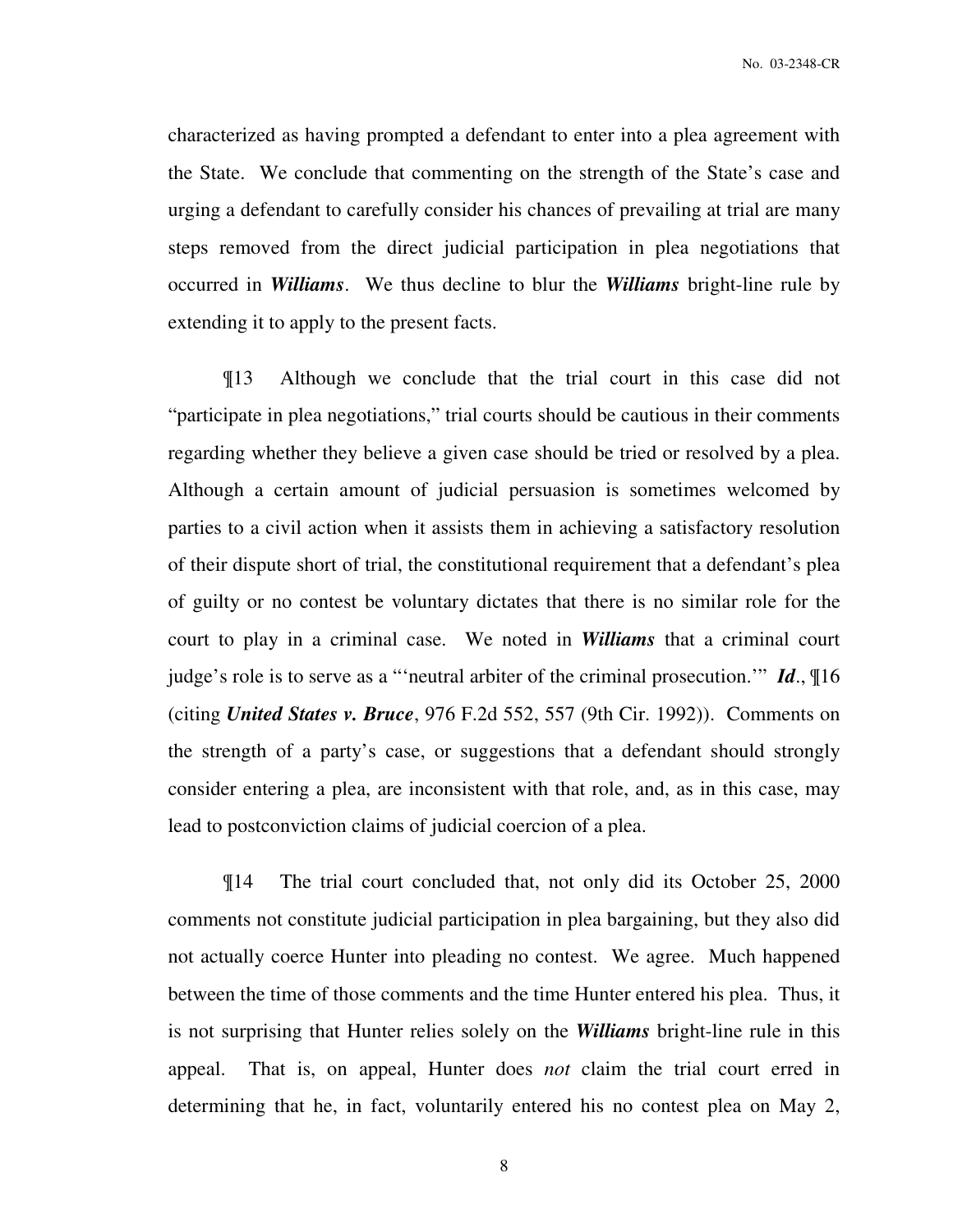characterized as having prompted a defendant to enter into a plea agreement with the State. We conclude that commenting on the strength of the State's case and urging a defendant to carefully consider his chances of prevailing at trial are many steps removed from the direct judicial participation in plea negotiations that occurred in ***Williams***. We thus decline to blur the ***Williams*** bright-line rule by extending it to apply to the present facts.

¶13 Although we conclude that the trial court in this case did not "participate in plea negotiations," trial courts should be cautious in their comments regarding whether they believe a given case should be tried or resolved by a plea. Although a certain amount of judicial persuasion is sometimes welcomed by parties to a civil action when it assists them in achieving a satisfactory resolution of their dispute short of trial, the constitutional requirement that a defendant's plea of guilty or no contest be voluntary dictates that there is no similar role for the court to play in a criminal case. We noted in ***Williams*** that a criminal court judge's role is to serve as a "'neutral arbiter of the criminal prosecution.'" ***Id.***, ¶16 (citing ***United States v. Bruce***, 976 F.2d 552, 557 (9th Cir. 1992)). Comments on the strength of a party's case, or suggestions that a defendant should strongly consider entering a plea, are inconsistent with that role, and, as in this case, may lead to postconviction claims of judicial coercion of a plea.

¶14 The trial court concluded that, not only did its October 25, 2000 comments not constitute judicial participation in plea bargaining, but they also did not actually coerce Hunter into pleading no contest. We agree. Much happened between the time of those comments and the time Hunter entered his plea. Thus, it is not surprising that Hunter relies solely on the ***Williams*** bright-line rule in this appeal. That is, on appeal, Hunter does *not* claim the trial court erred in determining that he, in fact, voluntarily entered his no contest plea on May 2,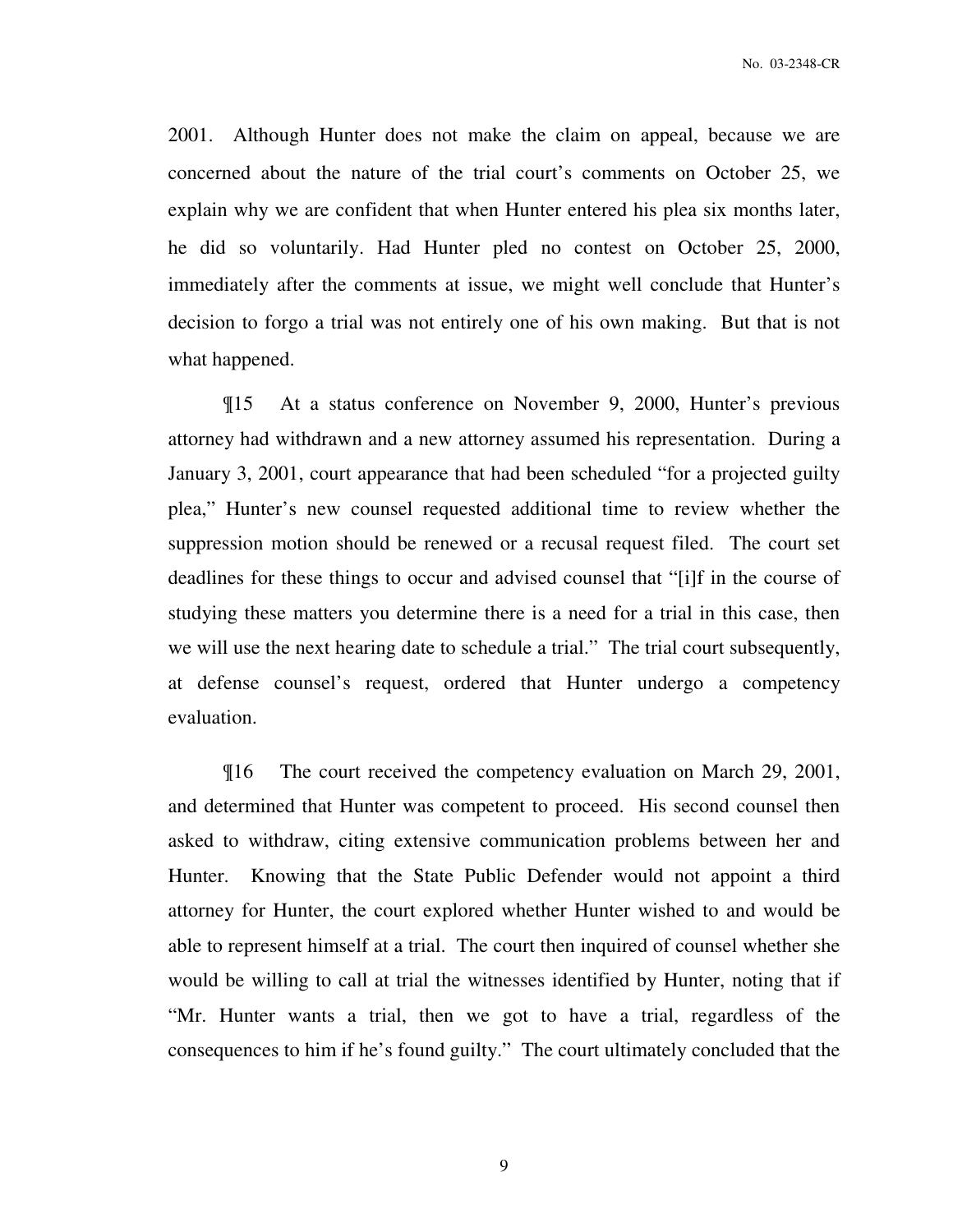2001. Although Hunter does not make the claim on appeal, because we are concerned about the nature of the trial court's comments on October 25, we explain why we are confident that when Hunter entered his plea six months later, he did so voluntarily. Had Hunter pled no contest on October 25, 2000, immediately after the comments at issue, we might well conclude that Hunter's decision to forgo a trial was not entirely one of his own making. But that is not what happened.

¶15 At a status conference on November 9, 2000, Hunter's previous attorney had withdrawn and a new attorney assumed his representation. During a January 3, 2001, court appearance that had been scheduled "for a projected guilty plea," Hunter's new counsel requested additional time to review whether the suppression motion should be renewed or a recusal request filed. The court set deadlines for these things to occur and advised counsel that "[i]f in the course of studying these matters you determine there is a need for a trial in this case, then we will use the next hearing date to schedule a trial." The trial court subsequently, at defense counsel's request, ordered that Hunter undergo a competency evaluation.

¶16 The court received the competency evaluation on March 29, 2001, and determined that Hunter was competent to proceed. His second counsel then asked to withdraw, citing extensive communication problems between her and Hunter. Knowing that the State Public Defender would not appoint a third attorney for Hunter, the court explored whether Hunter wished to and would be able to represent himself at a trial. The court then inquired of counsel whether she would be willing to call at trial the witnesses identified by Hunter, noting that if "Mr. Hunter wants a trial, then we got to have a trial, regardless of the consequences to him if he's found guilty." The court ultimately concluded that the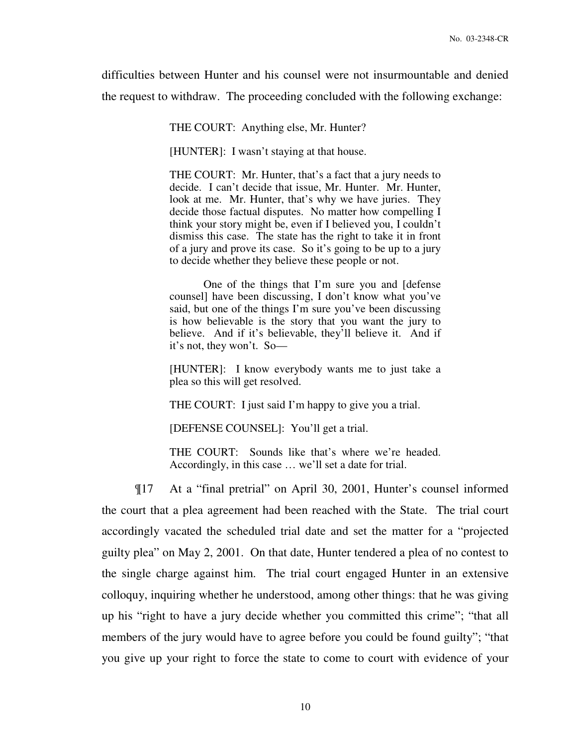difficulties between Hunter and his counsel were not insurmountable and denied the request to withdraw. The proceeding concluded with the following exchange:

> THE COURT: Anything else, Mr. Hunter?
>
> [HUNTER]: I wasn't staying at that house.
>
> THE COURT: Mr. Hunter, that's a fact that a jury needs to decide. I can't decide that issue, Mr. Hunter. Mr. Hunter, look at me. Mr. Hunter, that's why we have juries. They decide those factual disputes. No matter how compelling I think your story might be, even if I believed you, I couldn't dismiss this case. The state has the right to take it in front of a jury and prove its case. So it's going to be up to a jury to decide whether they believe these people or not.
>
> One of the things that I'm sure you and [defense counsel] have been discussing, I don't know what you've said, but one of the things I'm sure you've been discussing is how believable is the story that you want the jury to believe. And if it's believable, they'll believe it. And if it's not, they won't. So—
>
> [HUNTER]: I know everybody wants me to just take a plea so this will get resolved.
>
> THE COURT: I just said I'm happy to give you a trial.
>
> [DEFENSE COUNSEL]: You'll get a trial.
>
> THE COURT: Sounds like that's where we're headed. Accordingly, in this case … we'll set a date for trial.

¶17 At a "final pretrial" on April 30, 2001, Hunter's counsel informed the court that a plea agreement had been reached with the State. The trial court accordingly vacated the scheduled trial date and set the matter for a "projected guilty plea" on May 2, 2001. On that date, Hunter tendered a plea of no contest to the single charge against him. The trial court engaged Hunter in an extensive colloquy, inquiring whether he understood, among other things: that he was giving up his "right to have a jury decide whether you committed this crime"; "that all members of the jury would have to agree before you could be found guilty"; "that you give up your right to force the state to come to court with evidence of your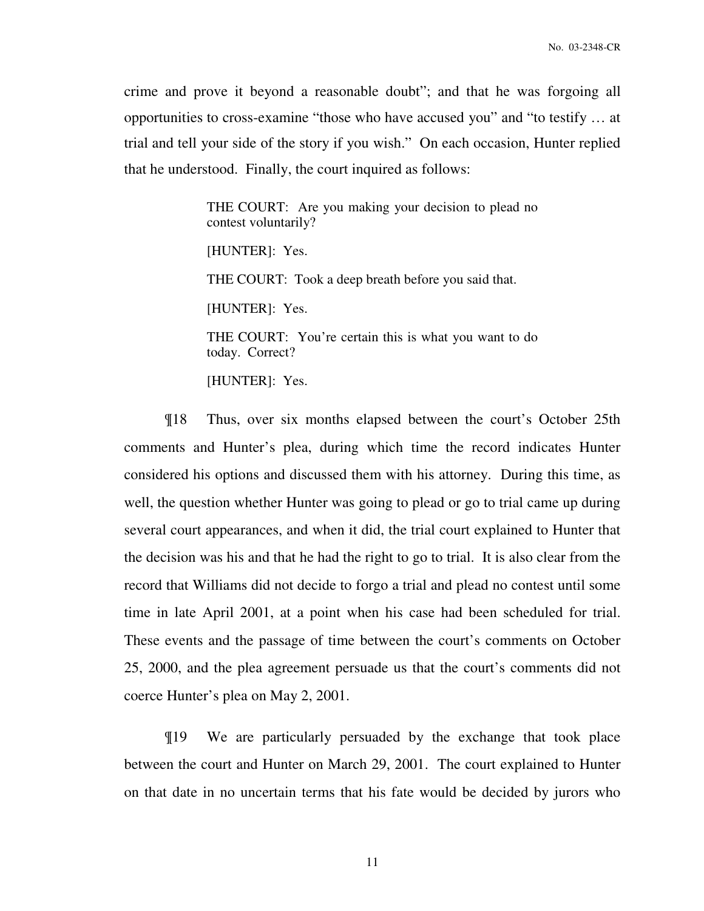crime and prove it beyond a reasonable doubt"; and that he was forgoing all opportunities to cross-examine "those who have accused you" and "to testify … at trial and tell your side of the story if you wish." On each occasion, Hunter replied that he understood. Finally, the court inquired as follows:

> THE COURT: Are you making your decision to plead no contest voluntarily?
>
> [HUNTER]: Yes.
>
> THE COURT: Took a deep breath before you said that.
>
> [HUNTER]: Yes.
>
> THE COURT: You're certain this is what you want to do today. Correct?
>
> [HUNTER]: Yes.

¶18 Thus, over six months elapsed between the court's October 25th comments and Hunter's plea, during which time the record indicates Hunter considered his options and discussed them with his attorney. During this time, as well, the question whether Hunter was going to plead or go to trial came up during several court appearances, and when it did, the trial court explained to Hunter that the decision was his and that he had the right to go to trial. It is also clear from the record that Williams did not decide to forgo a trial and plead no contest until some time in late April 2001, at a point when his case had been scheduled for trial. These events and the passage of time between the court's comments on October 25, 2000, and the plea agreement persuade us that the court's comments did not coerce Hunter's plea on May 2, 2001.

¶19 We are particularly persuaded by the exchange that took place between the court and Hunter on March 29, 2001. The court explained to Hunter on that date in no uncertain terms that his fate would be decided by jurors who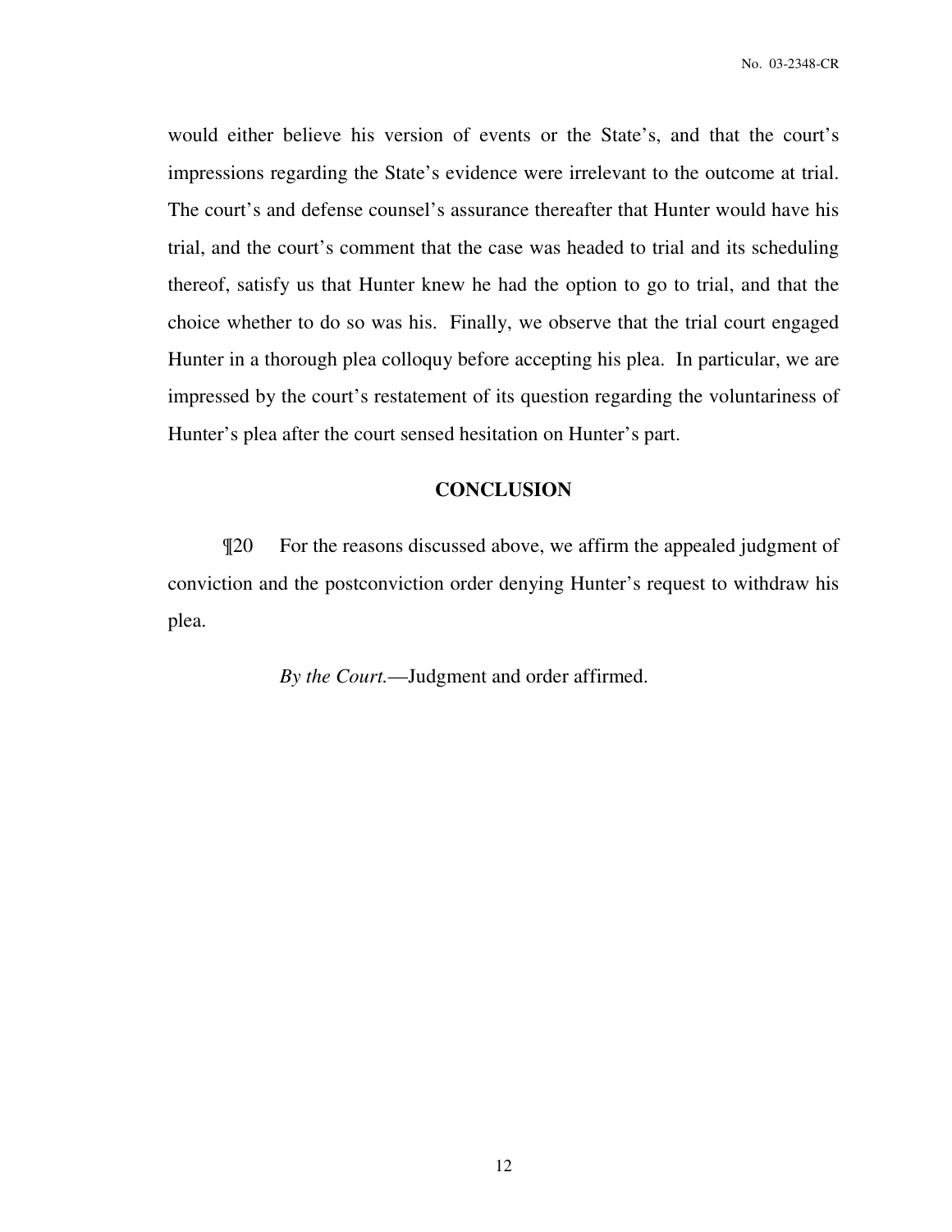would either believe his version of events or the State's, and that the court's impressions regarding the State's evidence were irrelevant to the outcome at trial. The court's and defense counsel's assurance thereafter that Hunter would have his trial, and the court's comment that the case was headed to trial and its scheduling thereof, satisfy us that Hunter knew he had the option to go to trial, and that the choice whether to do so was his. Finally, we observe that the trial court engaged Hunter in a thorough plea colloquy before accepting his plea. In particular, we are impressed by the court's restatement of its question regarding the voluntariness of Hunter's plea after the court sensed hesitation on Hunter's part.

## CONCLUSION

¶20 For the reasons discussed above, we affirm the appealed judgment of conviction and the postconviction order denying Hunter's request to withdraw his plea.

*By the Court.*—Judgment and order affirmed.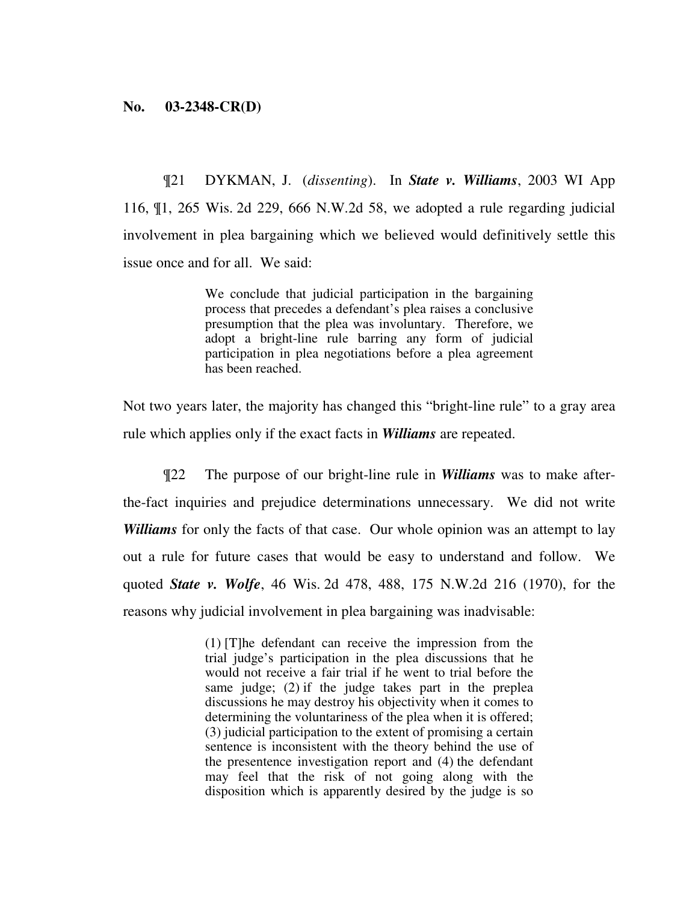**No. 03-2348-CR(D)**

¶21 DYKMAN, J. (*dissenting*). In ***State v. Williams***, 2003 WI App 116, ¶1, 265 Wis. 2d 229, 666 N.W.2d 58, we adopted a rule regarding judicial involvement in plea bargaining which we believed would definitively settle this issue once and for all. We said:

> We conclude that judicial participation in the bargaining process that precedes a defendant's plea raises a conclusive presumption that the plea was involuntary. Therefore, we adopt a bright-line rule barring any form of judicial participation in plea negotiations before a plea agreement has been reached.

Not two years later, the majority has changed this "bright-line rule" to a gray area rule which applies only if the exact facts in ***Williams*** are repeated.

¶22 The purpose of our bright-line rule in ***Williams*** was to make after-the-fact inquiries and prejudice determinations unnecessary. We did not write ***Williams*** for only the facts of that case. Our whole opinion was an attempt to lay out a rule for future cases that would be easy to understand and follow. We quoted ***State v. Wolfe***, 46 Wis. 2d 478, 488, 175 N.W.2d 216 (1970), for the reasons why judicial involvement in plea bargaining was inadvisable:

> (1) [T]he defendant can receive the impression from the trial judge's participation in the plea discussions that he would not receive a fair trial if he went to trial before the same judge; (2) if the judge takes part in the preplea discussions he may destroy his objectivity when it comes to determining the voluntariness of the plea when it is offered; (3) judicial participation to the extent of promising a certain sentence is inconsistent with the theory behind the use of the presentence investigation report and (4) the defendant may feel that the risk of not going along with the disposition which is apparently desired by the judge is so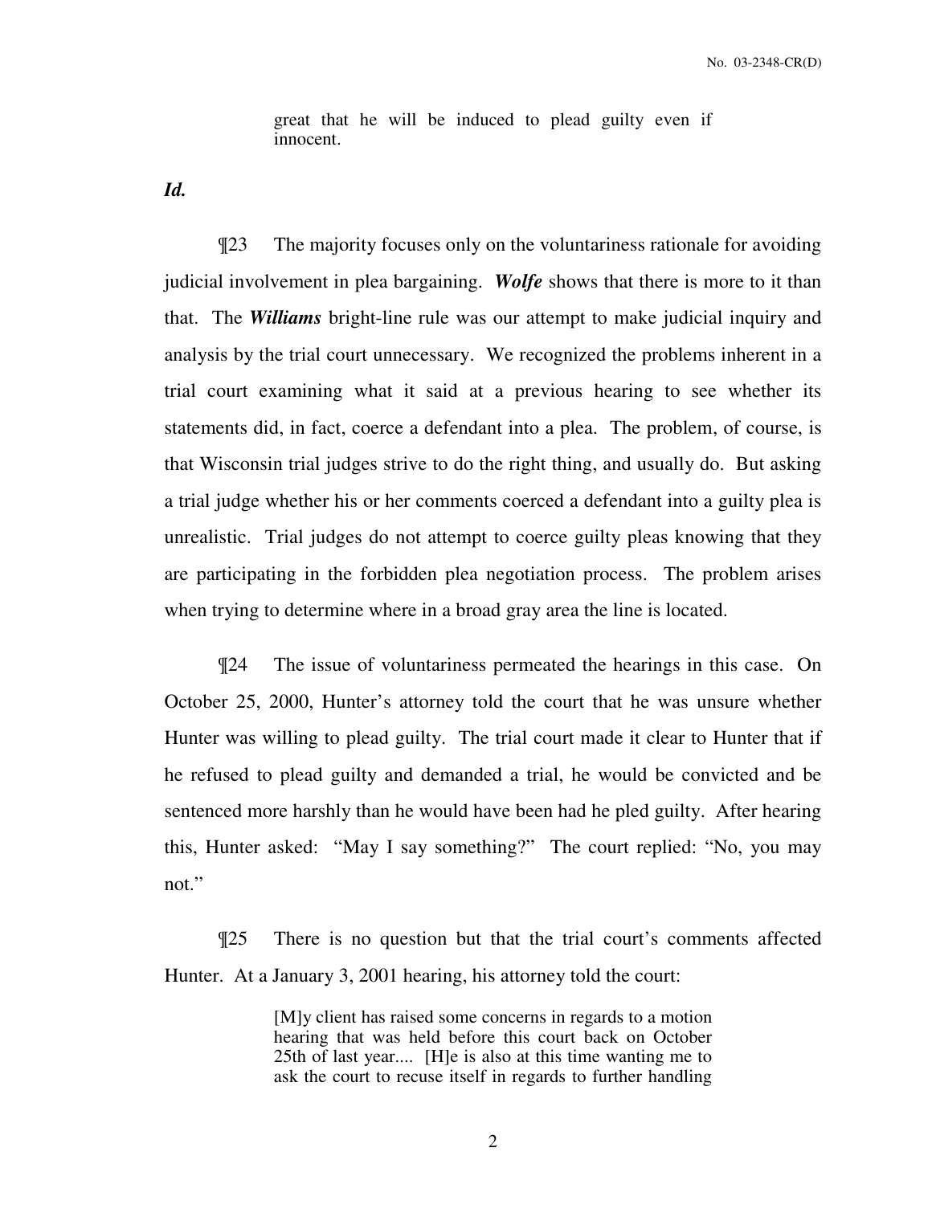> great that he will be induced to plead guilty even if innocent.

***Id.***

¶23 The majority focuses only on the voluntariness rationale for avoiding judicial involvement in plea bargaining. ***Wolfe*** shows that there is more to it than that. The ***Williams*** bright-line rule was our attempt to make judicial inquiry and analysis by the trial court unnecessary. We recognized the problems inherent in a trial court examining what it said at a previous hearing to see whether its statements did, in fact, coerce a defendant into a plea. The problem, of course, is that Wisconsin trial judges strive to do the right thing, and usually do. But asking a trial judge whether his or her comments coerced a defendant into a guilty plea is unrealistic. Trial judges do not attempt to coerce guilty pleas knowing that they are participating in the forbidden plea negotiation process. The problem arises when trying to determine where in a broad gray area the line is located.

¶24 The issue of voluntariness permeated the hearings in this case. On October 25, 2000, Hunter's attorney told the court that he was unsure whether Hunter was willing to plead guilty. The trial court made it clear to Hunter that if he refused to plead guilty and demanded a trial, he would be convicted and be sentenced more harshly than he would have been had he pled guilty. After hearing this, Hunter asked: "May I say something?" The court replied: "No, you may not."

¶25 There is no question but that the trial court's comments affected Hunter. At a January 3, 2001 hearing, his attorney told the court:

> [M]y client has raised some concerns in regards to a motion hearing that was held before this court back on October 25th of last year.... [H]e is also at this time wanting me to ask the court to recuse itself in regards to further handling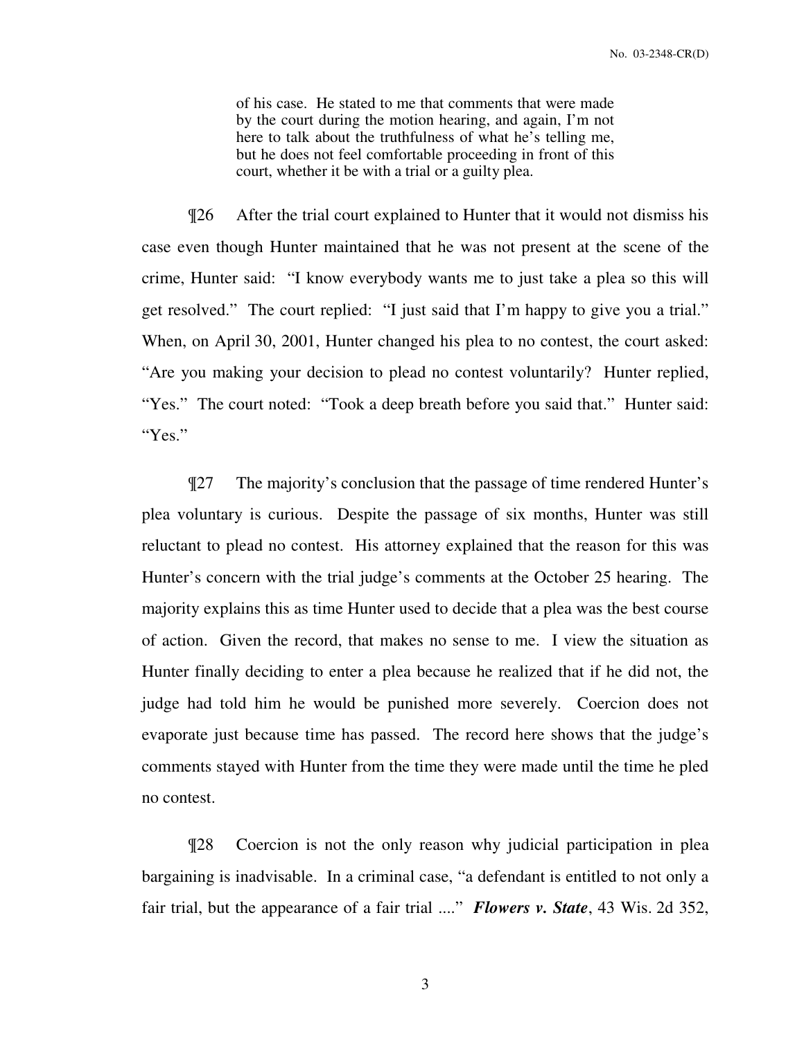> of his case. He stated to me that comments that were made by the court during the motion hearing, and again, I'm not here to talk about the truthfulness of what he's telling me, but he does not feel comfortable proceeding in front of this court, whether it be with a trial or a guilty plea.

¶26 After the trial court explained to Hunter that it would not dismiss his case even though Hunter maintained that he was not present at the scene of the crime, Hunter said: "I know everybody wants me to just take a plea so this will get resolved." The court replied: "I just said that I'm happy to give you a trial." When, on April 30, 2001, Hunter changed his plea to no contest, the court asked: "Are you making your decision to plead no contest voluntarily? Hunter replied, "Yes." The court noted: "Took a deep breath before you said that." Hunter said: "Yes."

¶27 The majority's conclusion that the passage of time rendered Hunter's plea voluntary is curious. Despite the passage of six months, Hunter was still reluctant to plead no contest. His attorney explained that the reason for this was Hunter's concern with the trial judge's comments at the October 25 hearing. The majority explains this as time Hunter used to decide that a plea was the best course of action. Given the record, that makes no sense to me. I view the situation as Hunter finally deciding to enter a plea because he realized that if he did not, the judge had told him he would be punished more severely. Coercion does not evaporate just because time has passed. The record here shows that the judge's comments stayed with Hunter from the time they were made until the time he pled no contest.

¶28 Coercion is not the only reason why judicial participation in plea bargaining is inadvisable. In a criminal case, "a defendant is entitled to not only a fair trial, but the appearance of a fair trial ...." ***Flowers v. State***, 43 Wis. 2d 352,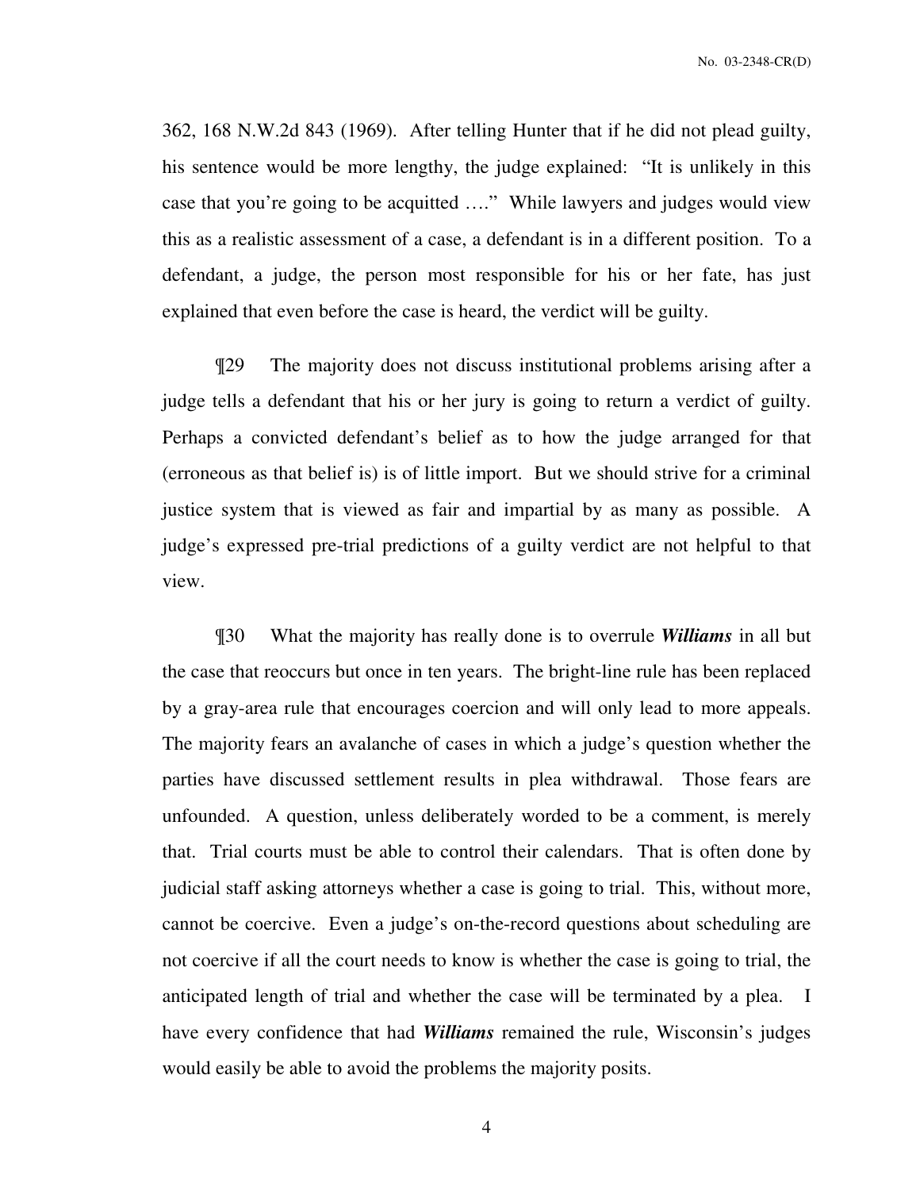362, 168 N.W.2d 843 (1969). After telling Hunter that if he did not plead guilty, his sentence would be more lengthy, the judge explained: "It is unlikely in this case that you're going to be acquitted …." While lawyers and judges would view this as a realistic assessment of a case, a defendant is in a different position. To a defendant, a judge, the person most responsible for his or her fate, has just explained that even before the case is heard, the verdict will be guilty.

¶29 The majority does not discuss institutional problems arising after a judge tells a defendant that his or her jury is going to return a verdict of guilty. Perhaps a convicted defendant's belief as to how the judge arranged for that (erroneous as that belief is) is of little import. But we should strive for a criminal justice system that is viewed as fair and impartial by as many as possible. A judge's expressed pre-trial predictions of a guilty verdict are not helpful to that view.

¶30 What the majority has really done is to overrule ***Williams*** in all but the case that reoccurs but once in ten years. The bright-line rule has been replaced by a gray-area rule that encourages coercion and will only lead to more appeals. The majority fears an avalanche of cases in which a judge's question whether the parties have discussed settlement results in plea withdrawal. Those fears are unfounded. A question, unless deliberately worded to be a comment, is merely that. Trial courts must be able to control their calendars. That is often done by judicial staff asking attorneys whether a case is going to trial. This, without more, cannot be coercive. Even a judge's on-the-record questions about scheduling are not coercive if all the court needs to know is whether the case is going to trial, the anticipated length of trial and whether the case will be terminated by a plea. I have every confidence that had ***Williams*** remained the rule, Wisconsin's judges would easily be able to avoid the problems the majority posits.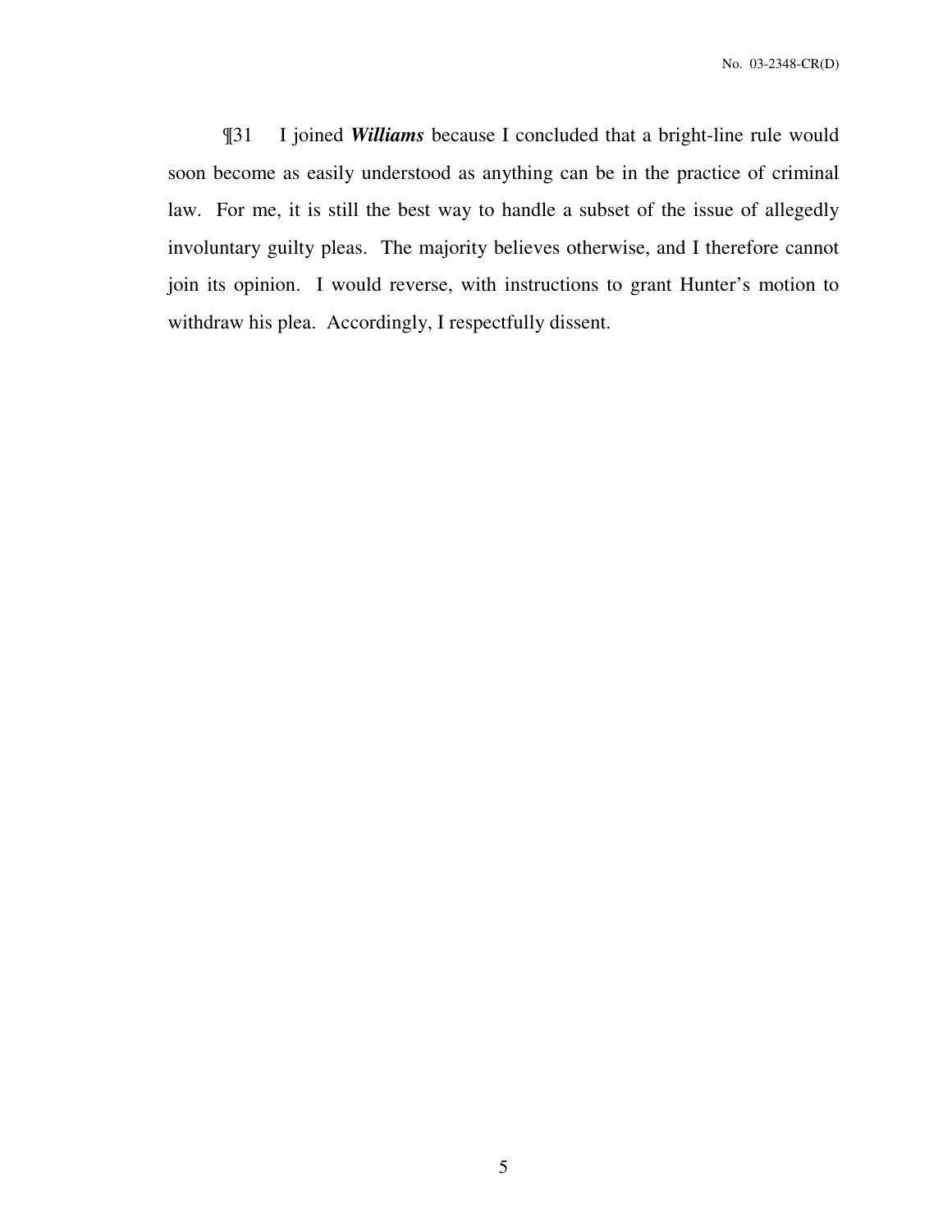¶31 I joined ***Williams*** because I concluded that a bright-line rule would soon become as easily understood as anything can be in the practice of criminal law. For me, it is still the best way to handle a subset of the issue of allegedly involuntary guilty pleas. The majority believes otherwise, and I therefore cannot join its opinion. I would reverse, with instructions to grant Hunter's motion to withdraw his plea. Accordingly, I respectfully dissent.